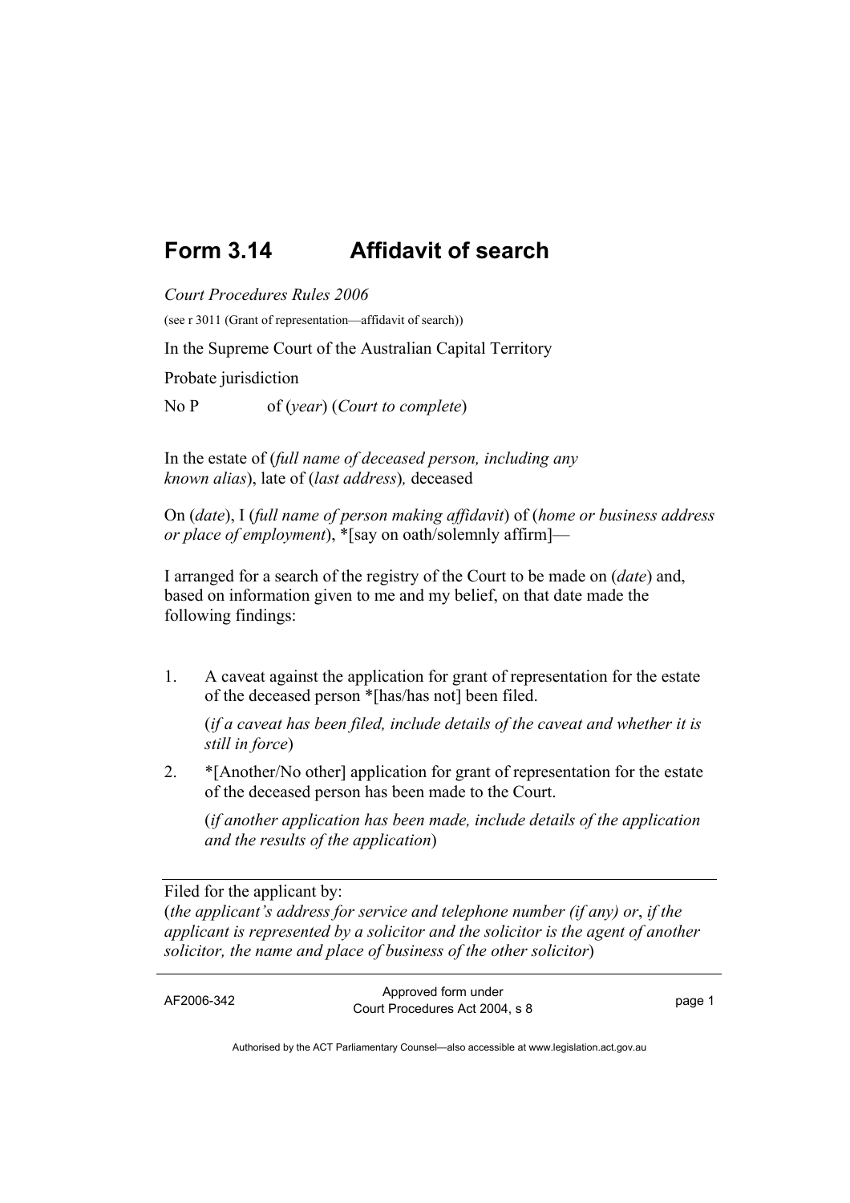# Form 3.14 Affidavit of search

*Court Procedures Rules 2006*

(see r 3011 (Grant of representation—affidavit of search))

In the Supreme Court of the Australian Capital Territory

Probate jurisdiction

No P of (*year*) (*Court to complete*)

In the estate of (*full name of deceased person, including any known alias*), late of (*last address*), deceased

On (*date*), I (*full name of person making affidavit*) of (*home or business address or place of employment*), *[say on oath/solemnly affirm]—

I arranged for a search of the registry of the Court to be made on (*date*) and, based on information given to me and my belief, on that date made the following findings:

1. A caveat against the application for grant of representation for the estate of the deceased person *[has/has not] been filed.

   (*if a caveat has been filed, include details of the caveat and whether it is still in force*)

2. *[Another/No other] application for grant of representation for the estate of the deceased person has been made to the Court.

   (*if another application has been made, include details of the application and the results of the application*)

---

Filed for the applicant by:
(*the applicant's address for service and telephone number (if any) or*, *if the applicant is represented by a solicitor and the solicitor is the agent of another solicitor, the name and place of business of the other solicitor*)

AF2006-342 Approved form under Court Procedures Act 2004, s 8

Authorised by the ACT Parliamentary Counsel—also accessible at www.legislation.act.gov.au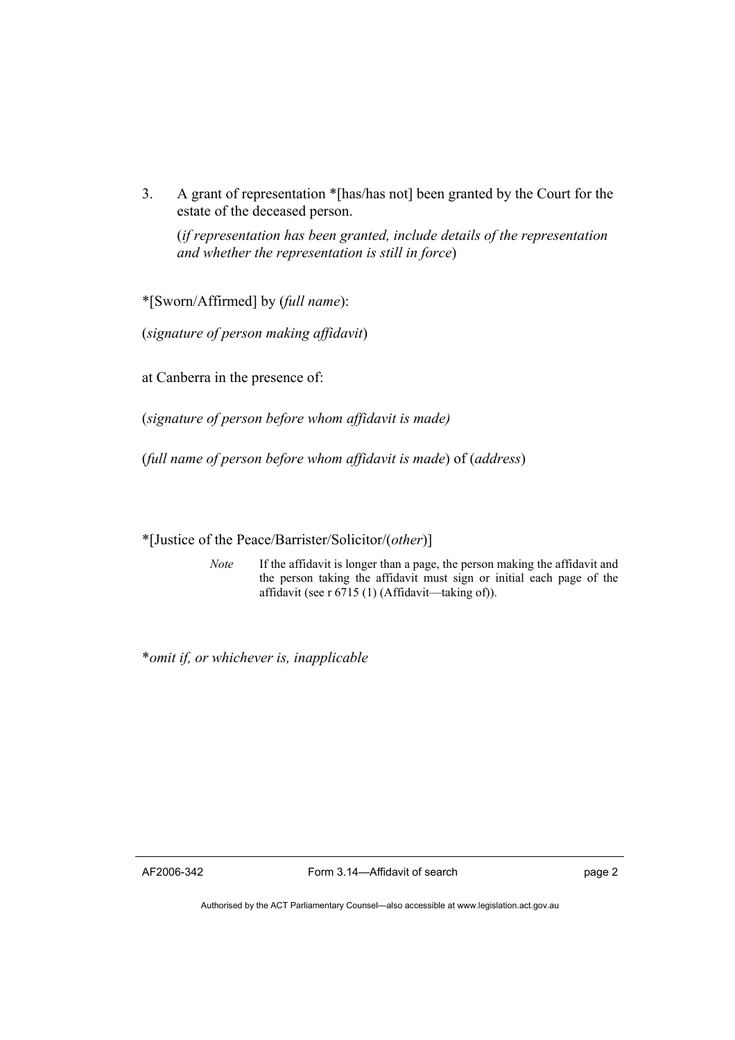3. A grant of representation *[has/has not] been granted by the Court for the estate of the deceased person.

   (*if representation has been granted, include details of the representation and whether the representation is still in force*)

*[Sworn/Affirmed] by (*full name*):

(*signature of person making affidavit*)

at Canberra in the presence of:

(*signature of person before whom affidavit is made)*

(*full name of person before whom affidavit is made*) of (*address*)

*[Justice of the Peace/Barrister/Solicitor/(*other*)]

> *Note* If the affidavit is longer than a page, the person making the affidavit and the person taking the affidavit must sign or initial each page of the affidavit (see r 6715 (1) (Affidavit—taking of)).

**omit if, or whichever is, inapplicable*